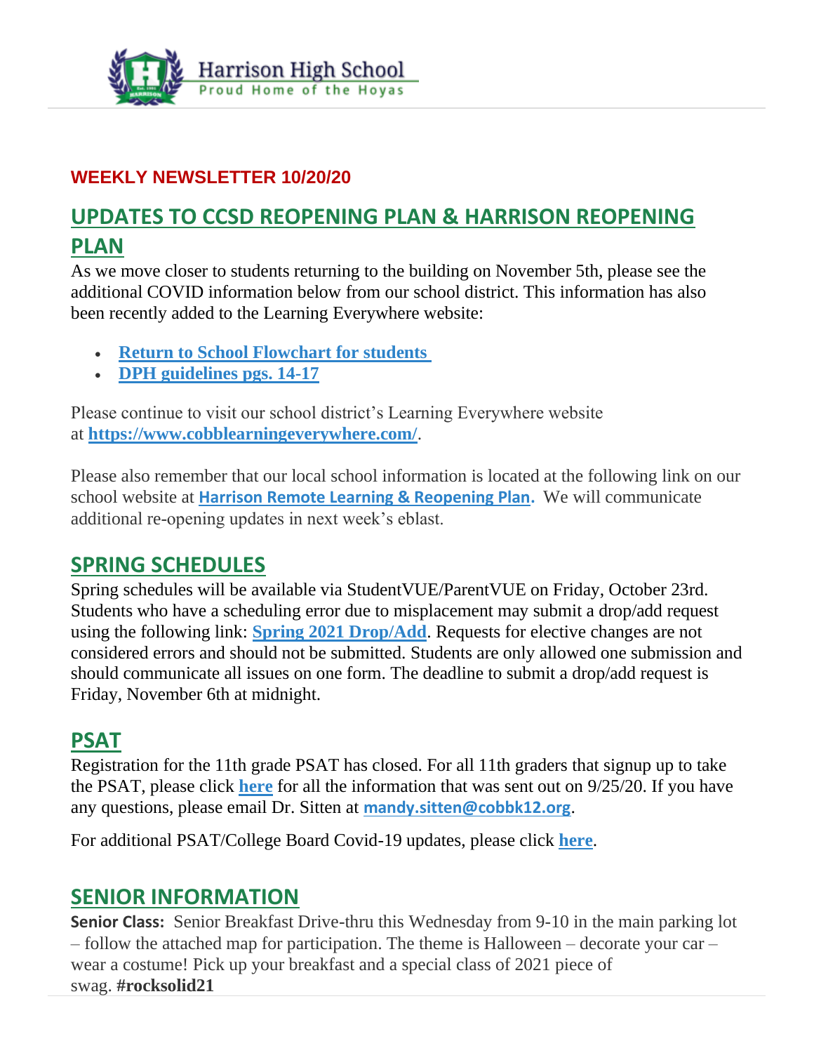Harrison High School
Proud Home of the Hoyas

**WEEKLY NEWSLETTER 10/20/20**

## UPDATES TO CCSD REOPENING PLAN & HARRISON REOPENING PLAN

As we move closer to students returning to the building on November 5th, please see the additional COVID information below from our school district. This information has also been recently added to the Learning Everywhere website:

- **Return to School Flowchart for students**
- **DPH guidelines pgs. 14-17**

Please continue to visit our school district's Learning Everywhere website at **https://www.cobblearningeverywhere.com/**.

Please also remember that our local school information is located at the following link on our school website at **Harrison Remote Learning & Reopening Plan.** We will communicate additional re-opening updates in next week's eblast.

## SPRING SCHEDULES

Spring schedules will be available via StudentVUE/ParentVUE on Friday, October 23rd. Students who have a scheduling error due to misplacement may submit a drop/add request using the following link: **Spring 2021 Drop/Add**. Requests for elective changes are not considered errors and should not be submitted. Students are only allowed one submission and should communicate all issues on one form. The deadline to submit a drop/add request is Friday, November 6th at midnight.

## PSAT

Registration for the 11th grade PSAT has closed. For all 11th graders that signup up to take the PSAT, please click **here** for all the information that was sent out on 9/25/20. If you have any questions, please email Dr. Sitten at **mandy.sitten@cobbk12.org**.

For additional PSAT/College Board Covid-19 updates, please click **here**.

## SENIOR INFORMATION

**Senior Class:** Senior Breakfast Drive-thru this Wednesday from 9-10 in the main parking lot – follow the attached map for participation. The theme is Halloween – decorate your car – wear a costume! Pick up your breakfast and a special class of 2021 piece of swag. **#rocksolid21**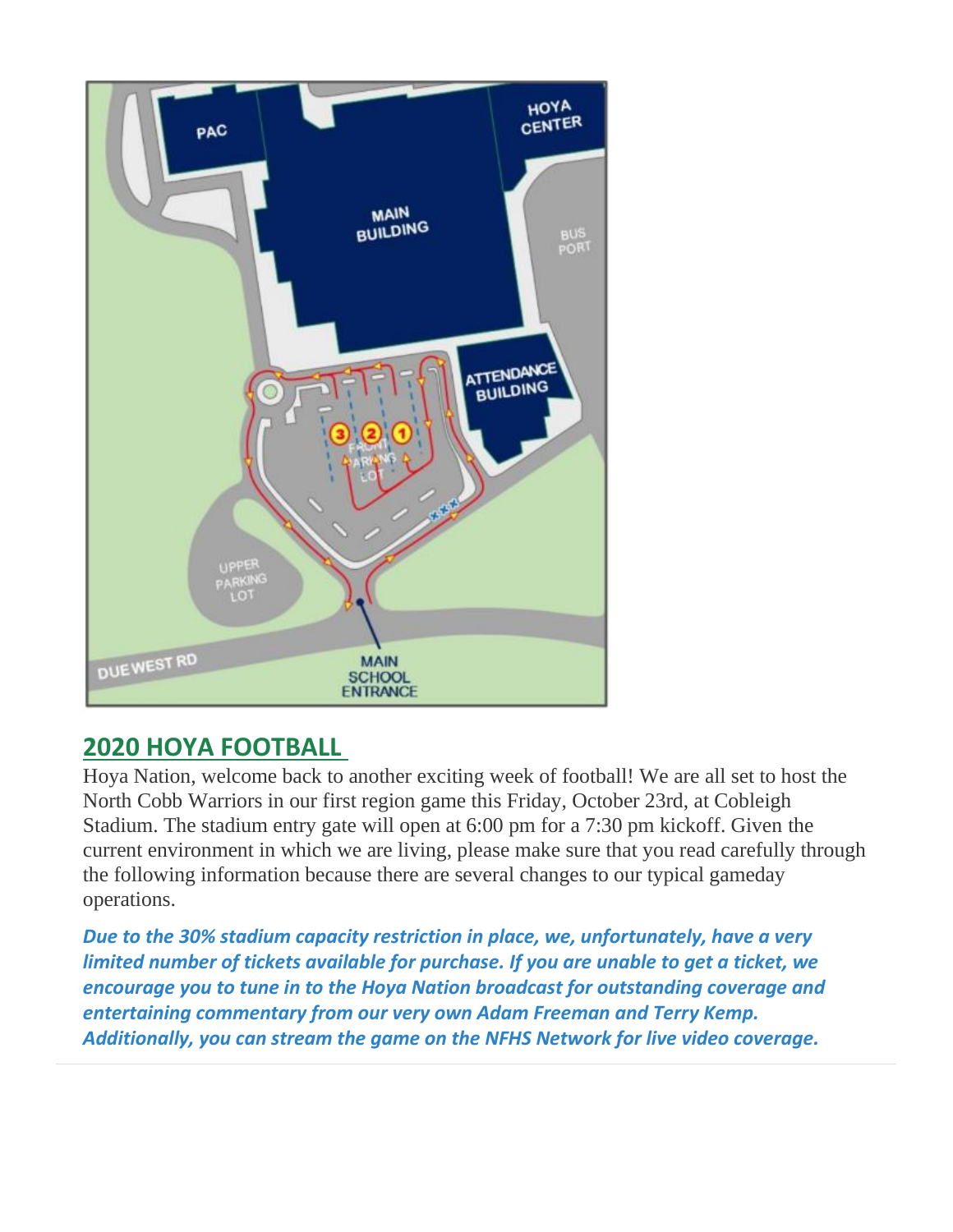## 2020 HOYA FOOTBALL

Hoya Nation, welcome back to another exciting week of football! We are all set to host the North Cobb Warriors in our first region game this Friday, October 23rd, at Cobleigh Stadium. The stadium entry gate will open at 6:00 pm for a 7:30 pm kickoff. Given the current environment in which we are living, please make sure that you read carefully through the following information because there are several changes to our typical gameday operations.

***Due to the 30% stadium capacity restriction in place, we, unfortunately, have a very limited number of tickets available for purchase. If you are unable to get a ticket, we encourage you to tune in to the Hoya Nation broadcast for outstanding coverage and entertaining commentary from our very own Adam Freeman and Terry Kemp. Additionally, you can stream the game on the NFHS Network for live video coverage.***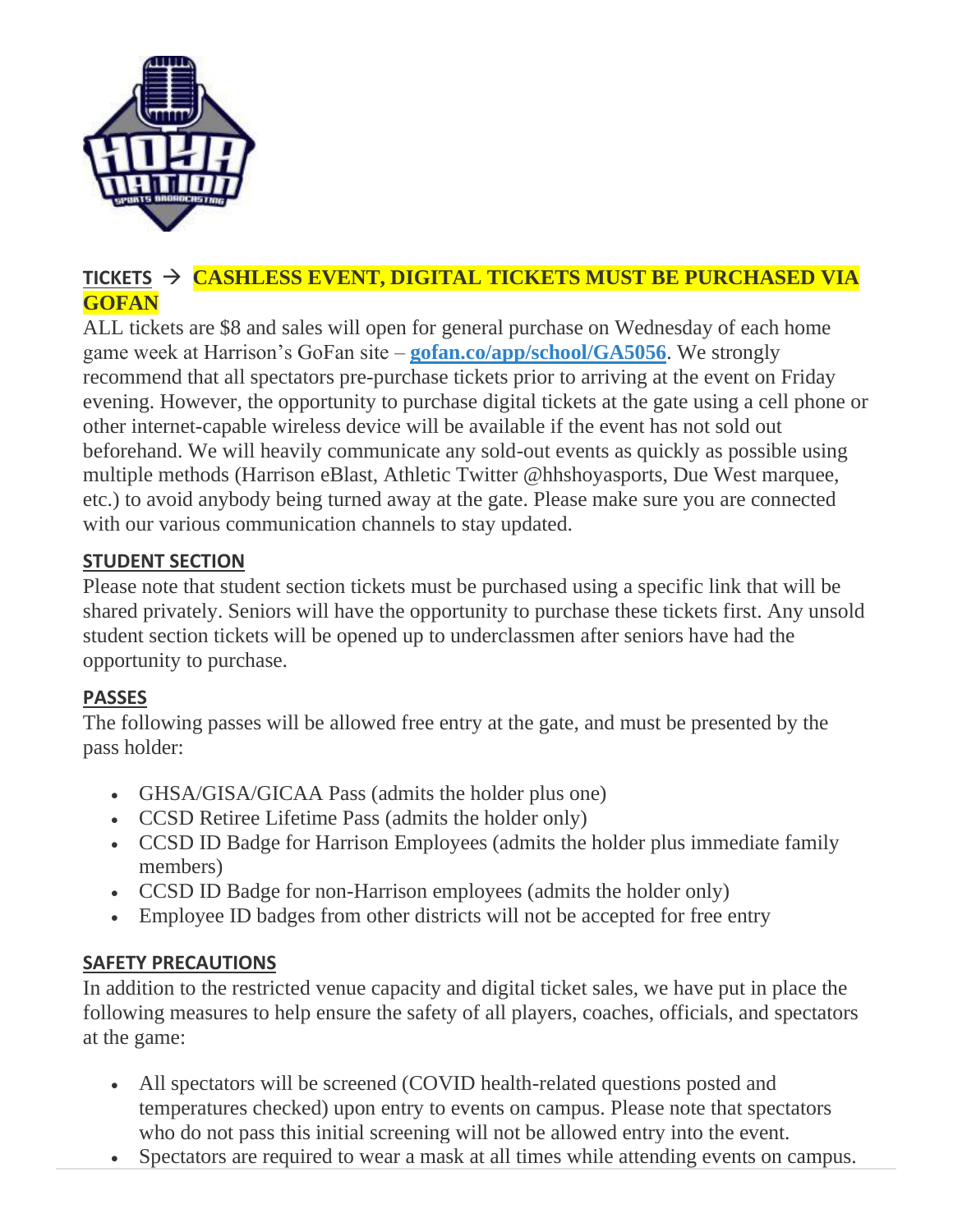## TICKETS → **CASHLESS EVENT, DIGITAL TICKETS MUST BE PURCHASED VIA GOFAN**

ALL tickets are $8 and sales will open for general purchase on Wednesday of each home game week at Harrison's GoFan site – **gofan.co/app/school/GA5056**. We strongly recommend that all spectators pre-purchase tickets prior to arriving at the event on Friday evening. However, the opportunity to purchase digital tickets at the gate using a cell phone or other internet-capable wireless device will be available if the event has not sold out beforehand. We will heavily communicate any sold-out events as quickly as possible using multiple methods (Harrison eBlast, Athletic Twitter @hhshoyasports, Due West marquee, etc.) to avoid anybody being turned away at the gate. Please make sure you are connected with our various communication channels to stay updated.

## STUDENT SECTION

Please note that student section tickets must be purchased using a specific link that will be shared privately. Seniors will have the opportunity to purchase these tickets first. Any unsold student section tickets will be opened up to underclassmen after seniors have had the opportunity to purchase.

## PASSES

The following passes will be allowed free entry at the gate, and must be presented by the pass holder:

- GHSA/GISA/GICAA Pass (admits the holder plus one)
- CCSD Retiree Lifetime Pass (admits the holder only)
- CCSD ID Badge for Harrison Employees (admits the holder plus immediate family members)
- CCSD ID Badge for non-Harrison employees (admits the holder only)
- Employee ID badges from other districts will not be accepted for free entry

## SAFETY PRECAUTIONS

In addition to the restricted venue capacity and digital ticket sales, we have put in place the following measures to help ensure the safety of all players, coaches, officials, and spectators at the game:

- All spectators will be screened (COVID health-related questions posted and temperatures checked) upon entry to events on campus. Please note that spectators who do not pass this initial screening will not be allowed entry into the event.
- Spectators are required to wear a mask at all times while attending events on campus.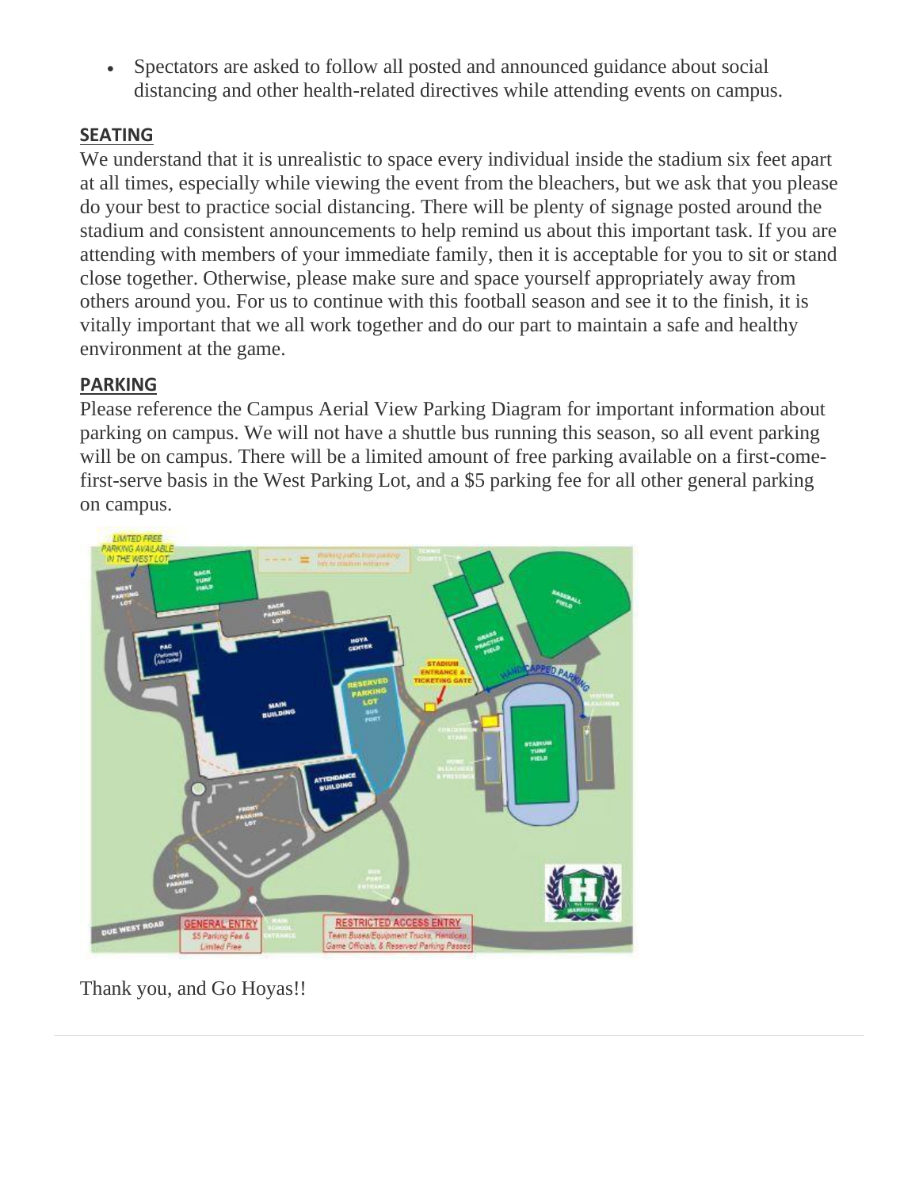- Spectators are asked to follow all posted and announced guidance about social distancing and other health-related directives while attending events on campus.

**SEATING**

We understand that it is unrealistic to space every individual inside the stadium six feet apart at all times, especially while viewing the event from the bleachers, but we ask that you please do your best to practice social distancing. There will be plenty of signage posted around the stadium and consistent announcements to help remind us about this important task. If you are attending with members of your immediate family, then it is acceptable for you to sit or stand close together. Otherwise, please make sure and space yourself appropriately away from others around you. For us to continue with this football season and see it to the finish, it is vitally important that we all work together and do our part to maintain a safe and healthy environment at the game.

**PARKING**

Please reference the Campus Aerial View Parking Diagram for important information about parking on campus. We will not have a shuttle bus running this season, so all event parking will be on campus. There will be a limited amount of free parking available on a first-come-first-serve basis in the West Parking Lot, and a $5 parking fee for all other general parking on campus.

Thank you, and Go Hoyas!!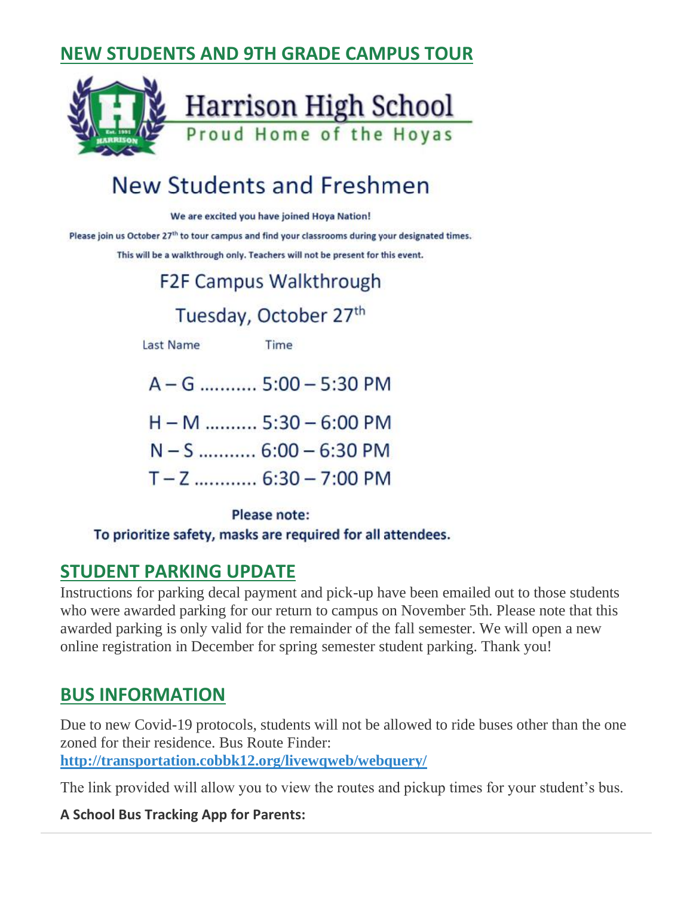## NEW STUDENTS AND 9TH GRADE CAMPUS TOUR

Harrison High School

Proud Home of the Hoyas

# New Students and Freshmen

**We are excited you have joined Hoya Nation!**

**Please join us October 27th to tour campus and find your classrooms during your designated times.**

**This will be a walkthrough only. Teachers will not be present for this event.**

F2F Campus Walkthrough

Tuesday, October 27th

| Last Name | Time |
| --- | --- |
| A – G | 5:00 – 5:30 PM |
| H – M | 5:30 – 6:00 PM |
| N – S | 6:00 – 6:30 PM |
| T – Z | 6:30 – 7:00 PM |

**Please note:**

**To prioritize safety, masks are required for all attendees.**

## STUDENT PARKING UPDATE

Instructions for parking decal payment and pick-up have been emailed out to those students who were awarded parking for our return to campus on November 5th. Please note that this awarded parking is only valid for the remainder of the fall semester. We will open a new online registration in December for spring semester student parking. Thank you!

## BUS INFORMATION

Due to new Covid-19 protocols, students will not be allowed to ride buses other than the one zoned for their residence. Bus Route Finder: **http://transportation.cobbk12.org/livewqweb/webquery/**

The link provided will allow you to view the routes and pickup times for your student's bus.

**A School Bus Tracking App for Parents:**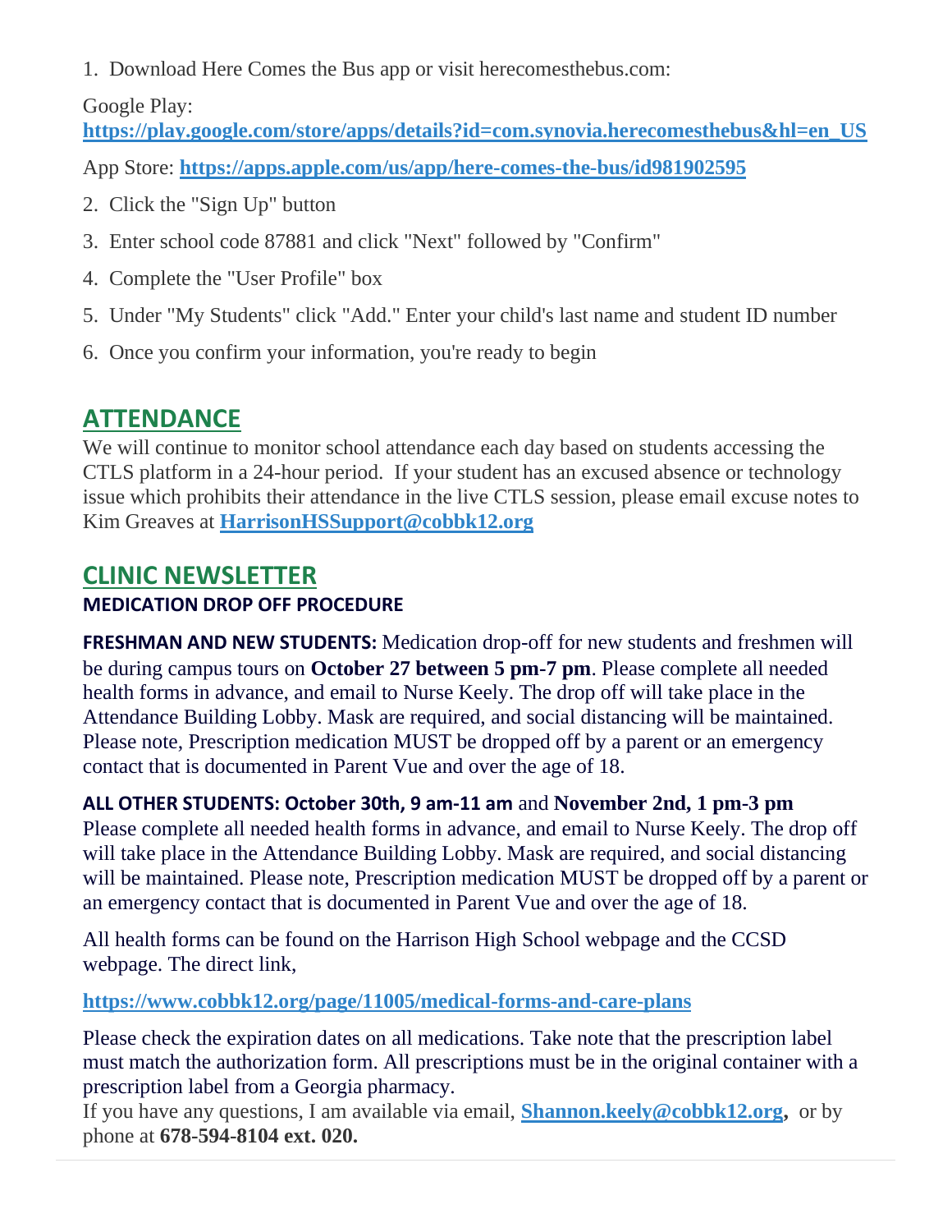1. Download Here Comes the Bus app or visit herecomesthebus.com:

   Google Play: **https://play.google.com/store/apps/details?id=com.synovia.herecomesthebus&hl=en_US**

   App Store: **https://apps.apple.com/us/app/here-comes-the-bus/id981902595**

2. Click the "Sign Up" button
3. Enter school code 87881 and click "Next" followed by "Confirm"
4. Complete the "User Profile" box
5. Under "My Students" click "Add." Enter your child's last name and student ID number
6. Once you confirm your information, you're ready to begin

## ATTENDANCE

We will continue to monitor school attendance each day based on students accessing the CTLS platform in a 24-hour period. If your student has an excused absence or technology issue which prohibits their attendance in the live CTLS session, please email excuse notes to Kim Greaves at **HarrisonHSSupport@cobbk12.org**

## CLINIC NEWSLETTER

### MEDICATION DROP OFF PROCEDURE

**FRESHMAN AND NEW STUDENTS:** Medication drop-off for new students and freshmen will be during campus tours on **October 27 between 5 pm-7 pm**. Please complete all needed health forms in advance, and email to Nurse Keely. The drop off will take place in the Attendance Building Lobby. Mask are required, and social distancing will be maintained. Please note, Prescription medication MUST be dropped off by a parent or an emergency contact that is documented in Parent Vue and over the age of 18.

**ALL OTHER STUDENTS: October 30th, 9 am-11 am** and **November 2nd, 1 pm-3 pm** Please complete all needed health forms in advance, and email to Nurse Keely. The drop off will take place in the Attendance Building Lobby. Mask are required, and social distancing will be maintained. Please note, Prescription medication MUST be dropped off by a parent or an emergency contact that is documented in Parent Vue and over the age of 18.

All health forms can be found on the Harrison High School webpage and the CCSD webpage. The direct link,

**https://www.cobbk12.org/page/11005/medical-forms-and-care-plans**

Please check the expiration dates on all medications. Take note that the prescription label must match the authorization form. All prescriptions must be in the original container with a prescription label from a Georgia pharmacy.
If you have any questions, I am available via email, **Shannon.keely@cobbk12.org,** or by phone at **678-594-8104 ext. 020.**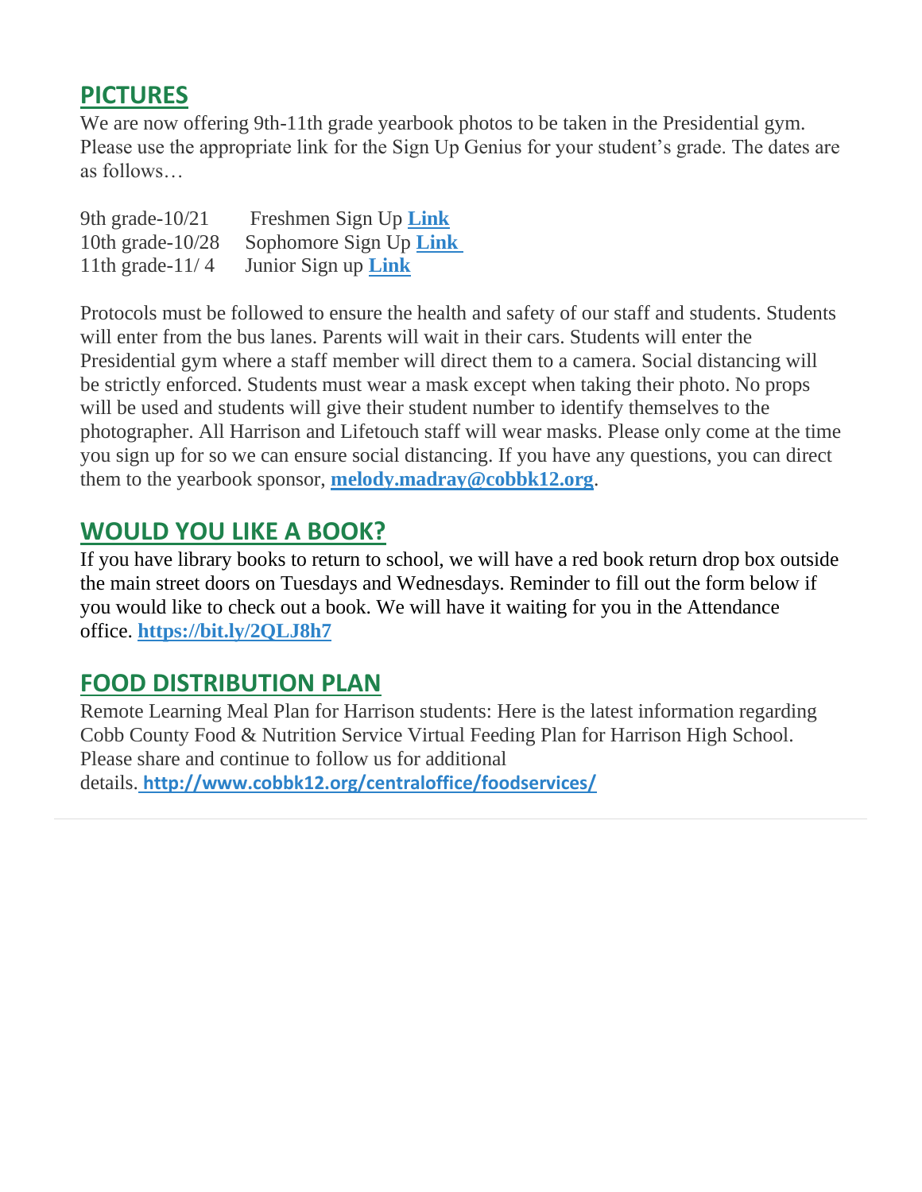## PICTURES

We are now offering 9th-11th grade yearbook photos to be taken in the Presidential gym. Please use the appropriate link for the Sign Up Genius for your student's grade. The dates are as follows…

9th grade-10/21 Freshmen Sign Up **Link**
10th grade-10/28 Sophomore Sign Up **Link**
11th grade-11/ 4 Junior Sign up **Link**

Protocols must be followed to ensure the health and safety of our staff and students. Students will enter from the bus lanes. Parents will wait in their cars. Students will enter the Presidential gym where a staff member will direct them to a camera. Social distancing will be strictly enforced. Students must wear a mask except when taking their photo. No props will be used and students will give their student number to identify themselves to the photographer. All Harrison and Lifetouch staff will wear masks. Please only come at the time you sign up for so we can ensure social distancing. If you have any questions, you can direct them to the yearbook sponsor, **melody.madray@cobbk12.org**.

## WOULD YOU LIKE A BOOK?

If you have library books to return to school, we will have a red book return drop box outside the main street doors on Tuesdays and Wednesdays. Reminder to fill out the form below if you would like to check out a book. We will have it waiting for you in the Attendance office. **https://bit.ly/2QLJ8h7**

## FOOD DISTRIBUTION PLAN

Remote Learning Meal Plan for Harrison students: Here is the latest information regarding Cobb County Food & Nutrition Service Virtual Feeding Plan for Harrison High School. Please share and continue to follow us for additional details. **http://www.cobbk12.org/centraloffice/foodservices/**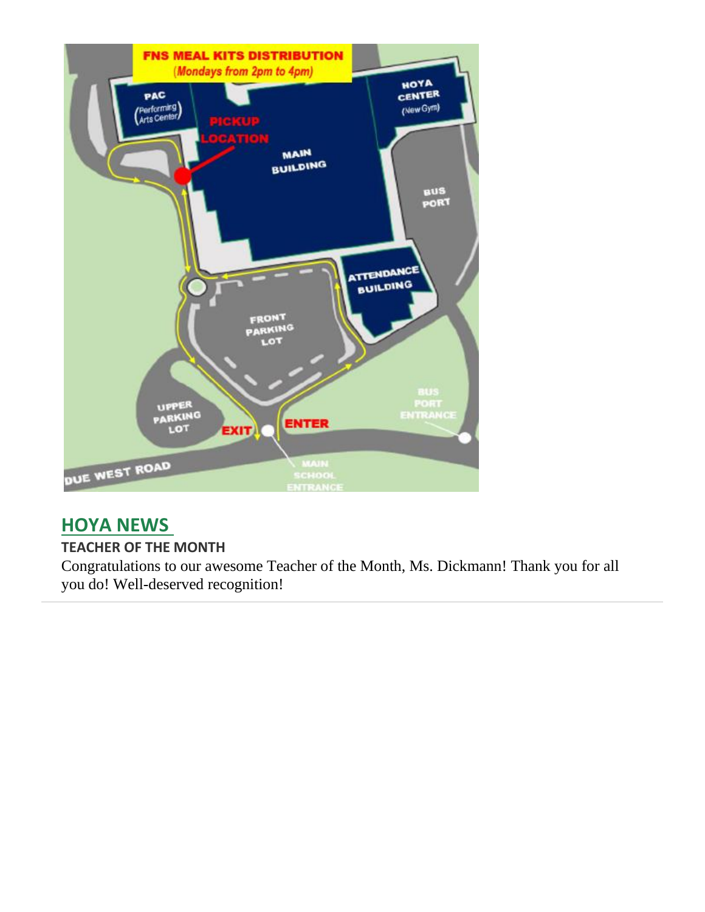**FNS MEAL KITS DISTRIBUTION**
*(Mondays from 2pm to 4pm)*

## HOYA NEWS

**TEACHER OF THE MONTH**

Congratulations to our awesome Teacher of the Month, Ms. Dickmann! Thank you for all you do! Well-deserved recognition!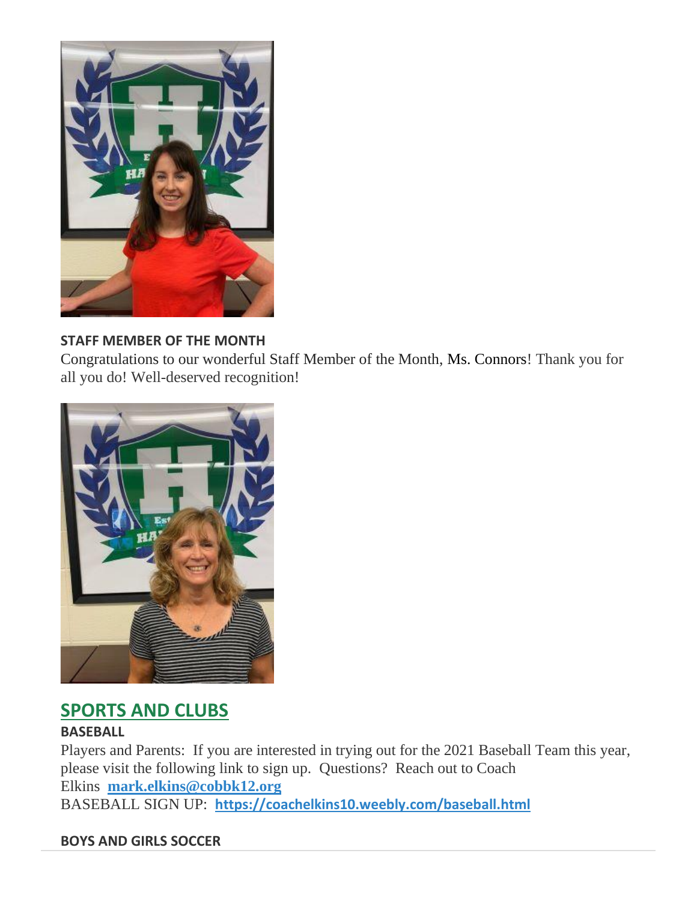**STAFF MEMBER OF THE MONTH**

Congratulations to our wonderful Staff Member of the Month, Ms. Connors! Thank you for all you do! Well-deserved recognition!

## SPORTS AND CLUBS

**BASEBALL**

Players and Parents: If you are interested in trying out for the 2021 Baseball Team this year, please visit the following link to sign up. Questions? Reach out to Coach Elkins **mark.elkins@cobbk12.org**

BASEBALL SIGN UP: **https://coachelkins10.weebly.com/baseball.html**

**BOYS AND GIRLS SOCCER**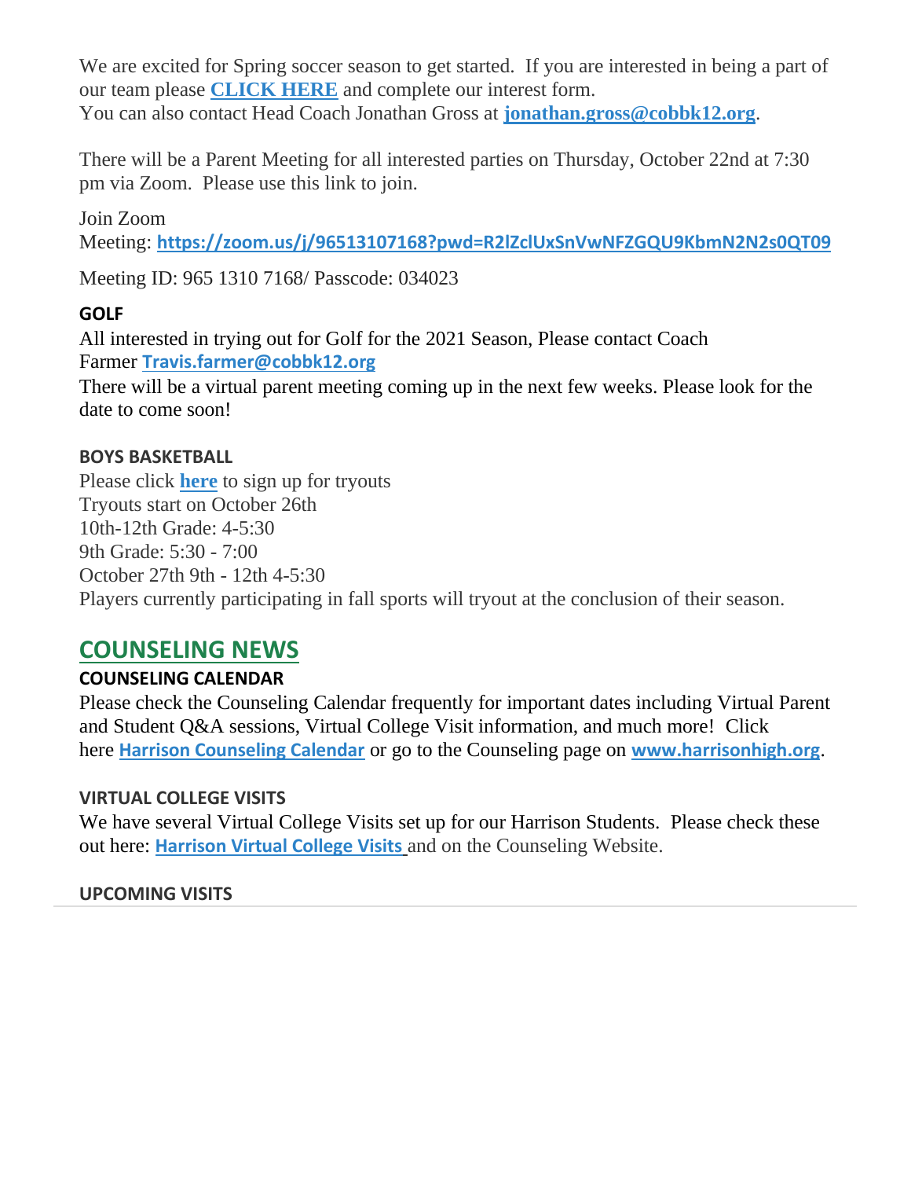We are excited for Spring soccer season to get started. If you are interested in being a part of our team please **CLICK HERE** and complete our interest form.
You can also contact Head Coach Jonathan Gross at **jonathan.gross@cobbk12.org**.

There will be a Parent Meeting for all interested parties on Thursday, October 22nd at 7:30 pm via Zoom. Please use this link to join.

Join Zoom
Meeting: **https://zoom.us/j/96513107168?pwd=R2lZclUxSnVwNFZGQU9KbmN2N2s0QT09**

Meeting ID: 965 1310 7168/ Passcode: 034023

### GOLF

All interested in trying out for Golf for the 2021 Season, Please contact Coach Farmer **Travis.farmer@cobbk12.org**
There will be a virtual parent meeting coming up in the next few weeks. Please look for the date to come soon!

### BOYS BASKETBALL

Please click **here** to sign up for tryouts
Tryouts start on October 26th
10th-12th Grade: 4-5:30
9th Grade: 5:30 - 7:00
October 27th 9th - 12th 4-5:30
Players currently participating in fall sports will tryout at the conclusion of their season.

## COUNSELING NEWS

### COUNSELING CALENDAR

Please check the Counseling Calendar frequently for important dates including Virtual Parent and Student Q&A sessions, Virtual College Visit information, and much more! Click here **Harrison Counseling Calendar** or go to the Counseling page on **www.harrisonhigh.org**.

### VIRTUAL COLLEGE VISITS

We have several Virtual College Visits set up for our Harrison Students. Please check these out here: **Harrison Virtual College Visits** and on the Counseling Website.

### UPCOMING VISITS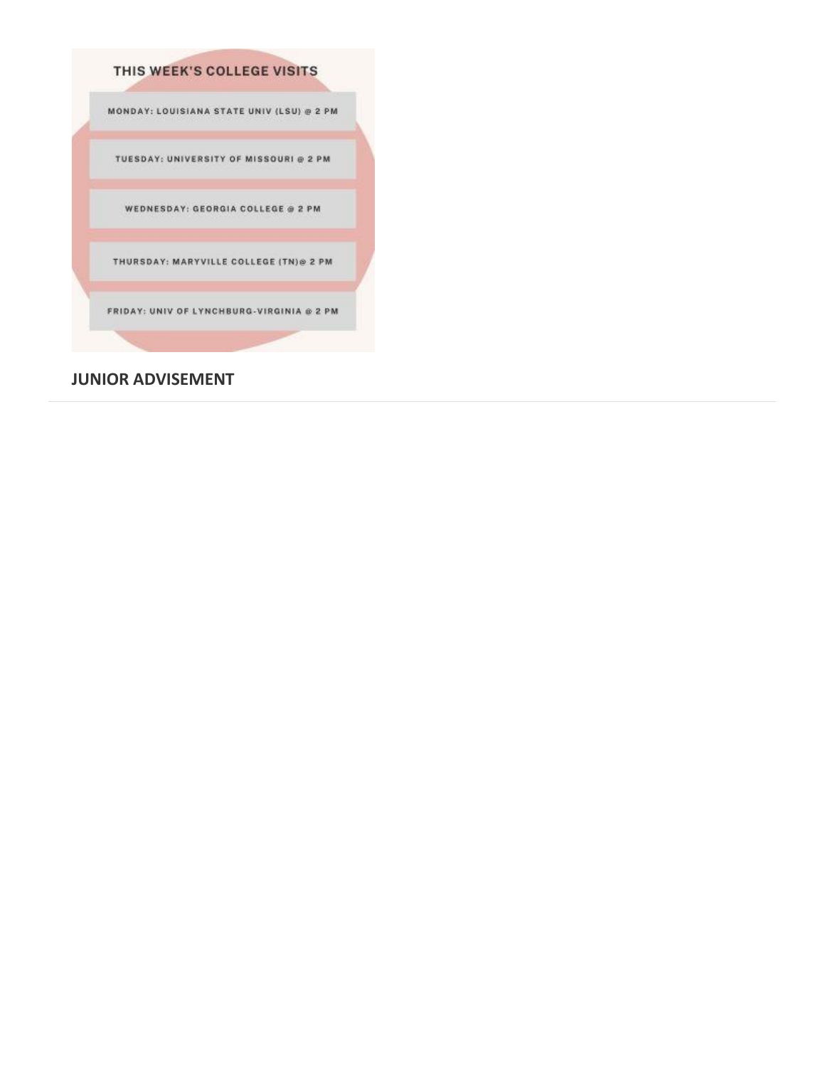## THIS WEEK'S COLLEGE VISITS

MONDAY: LOUISIANA STATE UNIV (LSU) @ 2 PM

TUESDAY: UNIVERSITY OF MISSOURI @ 2 PM

WEDNESDAY: GEORGIA COLLEGE @ 2 PM

THURSDAY: MARYVILLE COLLEGE (TN)@ 2 PM

FRIDAY: UNIV OF LYNCHBURG-VIRGINIA @ 2 PM

## JUNIOR ADVISEMENT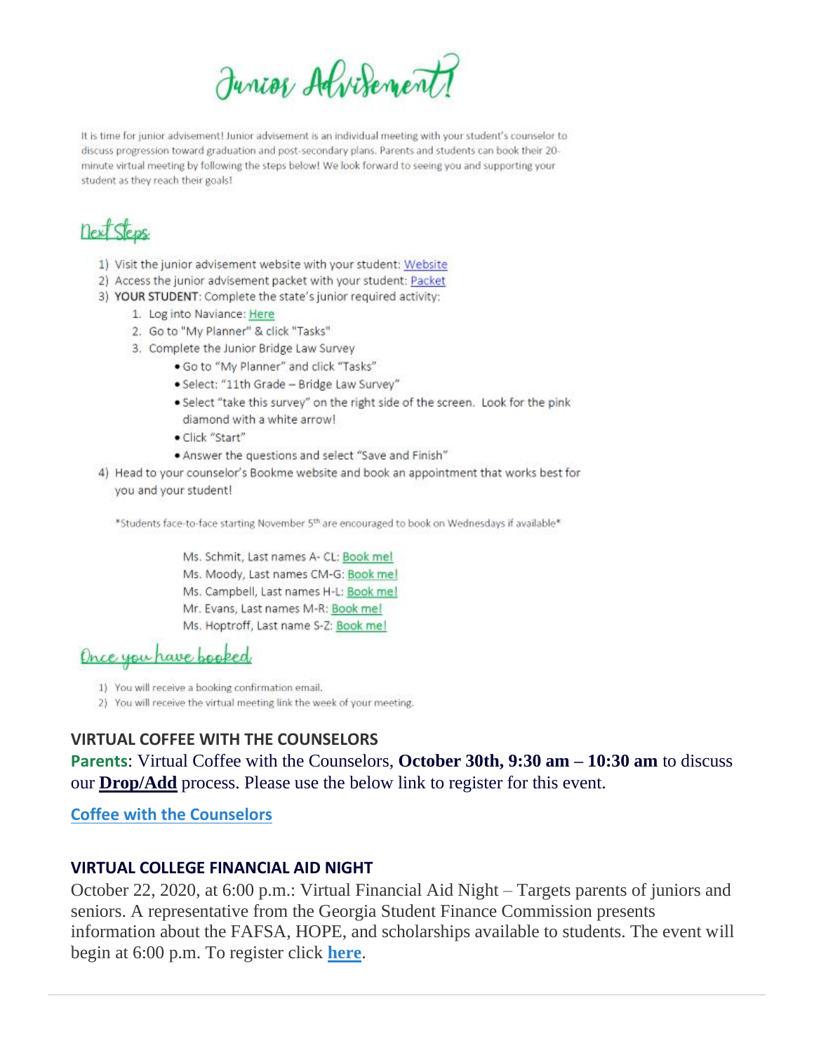# Junior Advisement!

It is time for junior advisement! Junior advisement is an individual meeting with your student's counselor to discuss progression toward graduation and post-secondary plans. Parents and students can book their 20-minute virtual meeting by following the steps below! We look forward to seeing you and supporting your student as they reach their goals!

## Next Steps

1) Visit the junior advisement website with your student: Website
2) Access the junior advisement packet with your student: Packet
3) **YOUR STUDENT**: Complete the state's junior required activity:
    1. Log into Naviance: Here
    2. Go to "My Planner" & click "Tasks"
    3. Complete the Junior Bridge Law Survey
        - Go to "My Planner" and click "Tasks"
        - Select: "11th Grade – Bridge Law Survey"
        - Select "take this survey" on the right side of the screen. Look for the pink diamond with a white arrow!
        - Click "Start"
        - Answer the questions and select "Save and Finish"
4) Head to your counselor's Bookme website and book an appointment that works best for you and your student!

*Students face-to-face starting November 5th are encouraged to book on Wednesdays if available*

Ms. Schmit, Last names A- CL: Book me!
Ms. Moody, Last names CM-G: Book me!
Ms. Campbell, Last names H-L: Book me!
Mr. Evans, Last names M-R: Book me!
Ms. Hoptroff, Last name S-Z: Book me!

## Once you have booked

1) You will receive a booking confirmation email.
2) You will receive the virtual meeting link the week of your meeting.

### VIRTUAL COFFEE WITH THE COUNSELORS

**Parents**: Virtual Coffee with the Counselors, **October 30th, 9:30 am – 10:30 am** to discuss our **Drop/Add** process. Please use the below link to register for this event.

**Coffee with the Counselors**

### VIRTUAL COLLEGE FINANCIAL AID NIGHT

October 22, 2020, at 6:00 p.m.: Virtual Financial Aid Night – Targets parents of juniors and seniors. A representative from the Georgia Student Finance Commission presents information about the FAFSA, HOPE, and scholarships available to students. The event will begin at 6:00 p.m. To register click **here**.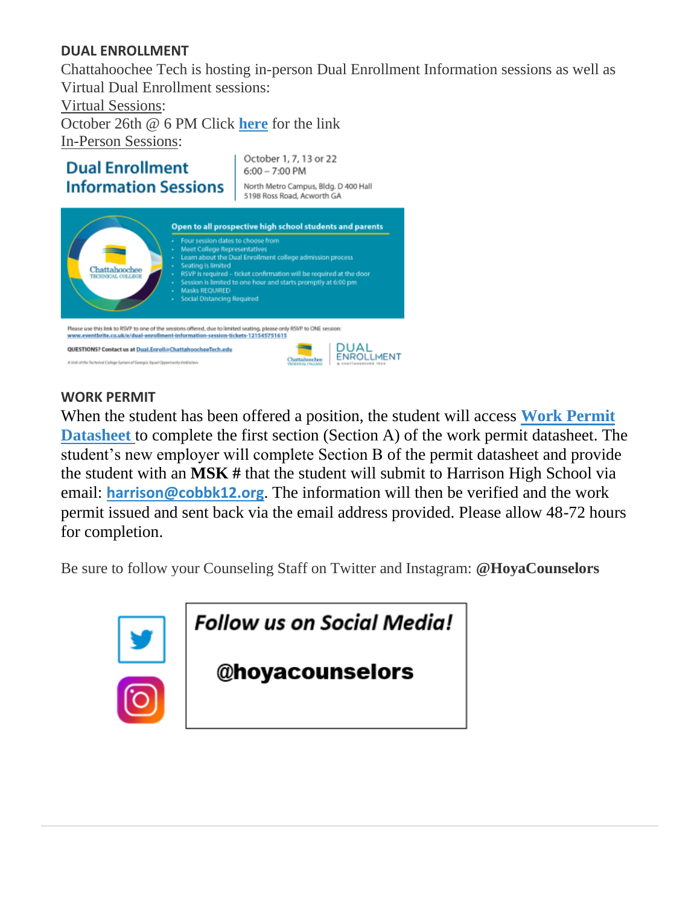**DUAL ENROLLMENT**

Chattahoochee Tech is hosting in-person Dual Enrollment Information sessions as well as Virtual Dual Enrollment sessions:

Virtual Sessions:

October 26th @ 6 PM Click **here** for the link

In-Person Sessions:

**Dual Enrollment Information Sessions**

October 1, 7, 13 or 22
6:00 – 7:00 PM

North Metro Campus, Bldg. D 400 Hall
5198 Ross Road, Acworth GA

Chattahoochee Technical College

**Open to all prospective high school students and parents**

- Four session dates to choose from
- Meet College Representatives
- Learn about the Dual Enrollment college admission process
- Seating is limited
- RSVP is required – ticket confirmation will be required at the door
- Session is limited to one hour and starts promptly at 6:00 pm
- Masks REQUIRED
- Social Distancing Required

Please use this link to RSVP to one of the sessions offered, due to limited seating, please only RSVP to ONE session:
www.eventbrite.co.uk/e/dual-enrollment-information-session-tickets-121545751615

QUESTIONS? Contact us at Dual.Enroll@ChattahoocheeTech.edu

A Unit of the Technical College System of Georgia. Equal Opportunity Institution.

Chattahoochee Technical College | DUAL ENROLLMENT @ CHATTAHOOCHEE TECH

**WORK PERMIT**

When the student has been offered a position, the student will access **Work Permit Datasheet** to complete the first section (Section A) of the work permit datasheet. The student's new employer will complete Section B of the permit datasheet and provide the student with an **MSK #** that the student will submit to Harrison High School via email: **harrison@cobbk12.org**. The information will then be verified and the work permit issued and sent back via the email address provided. Please allow 48-72 hours for completion.

Be sure to follow your Counseling Staff on Twitter and Instagram: **@HoyaCounselors**

***Follow us on Social Media!***

**@hoyacounselors**